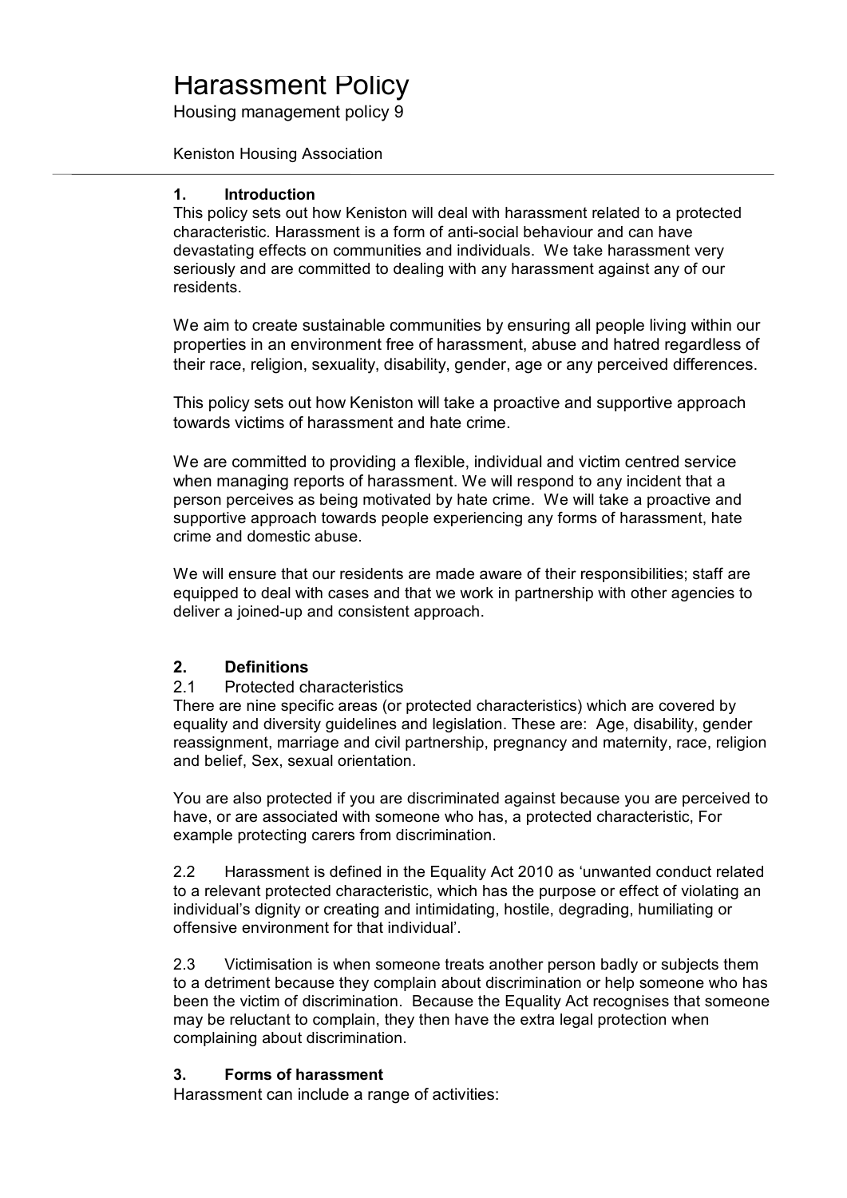# Harassment Policy

Housing management policy 9

Keniston Housing Association

## 1. Introduction

This policy sets out how Keniston will deal with harassment related to a protected characteristic. Harassment is a form of anti-social behaviour and can have devastating effects on communities and individuals. We take harassment very seriously and are committed to dealing with any harassment against any of our residents.

We aim to create sustainable communities by ensuring all people living within our properties in an environment free of harassment, abuse and hatred regardless of their race, religion, sexuality, disability, gender, age or any perceived differences.

This policy sets out how Keniston will take a proactive and supportive approach towards victims of harassment and hate crime.

We are committed to providing a flexible, individual and victim centred service when managing reports of harassment. We will respond to any incident that a person perceives as being motivated by hate crime. We will take a proactive and supportive approach towards people experiencing any forms of harassment, hate crime and domestic abuse.

We will ensure that our residents are made aware of their responsibilities; staff are equipped to deal with cases and that we work in partnership with other agencies to deliver a joined-up and consistent approach.

## 2. Definitions

2.1 Protected characteristics

There are nine specific areas (or protected characteristics) which are covered by equality and diversity guidelines and legislation. These are: Age, disability, gender reassignment, marriage and civil partnership, pregnancy and maternity, race, religion and belief, Sex, sexual orientation.

You are also protected if you are discriminated against because you are perceived to have, or are associated with someone who has, a protected characteristic, For example protecting carers from discrimination.

2.2 Harassment is defined in the Equality Act 2010 as 'unwanted conduct related to a relevant protected characteristic, which has the purpose or effect of violating an individual's dignity or creating and intimidating, hostile, degrading, humiliating or offensive environment for that individual'.

2.3 Victimisation is when someone treats another person badly or subjects them to a detriment because they complain about discrimination or help someone who has been the victim of discrimination. Because the Equality Act recognises that someone may be reluctant to complain, they then have the extra legal protection when complaining about discrimination.

## 3. Forms of harassment

Harassment can include a range of activities: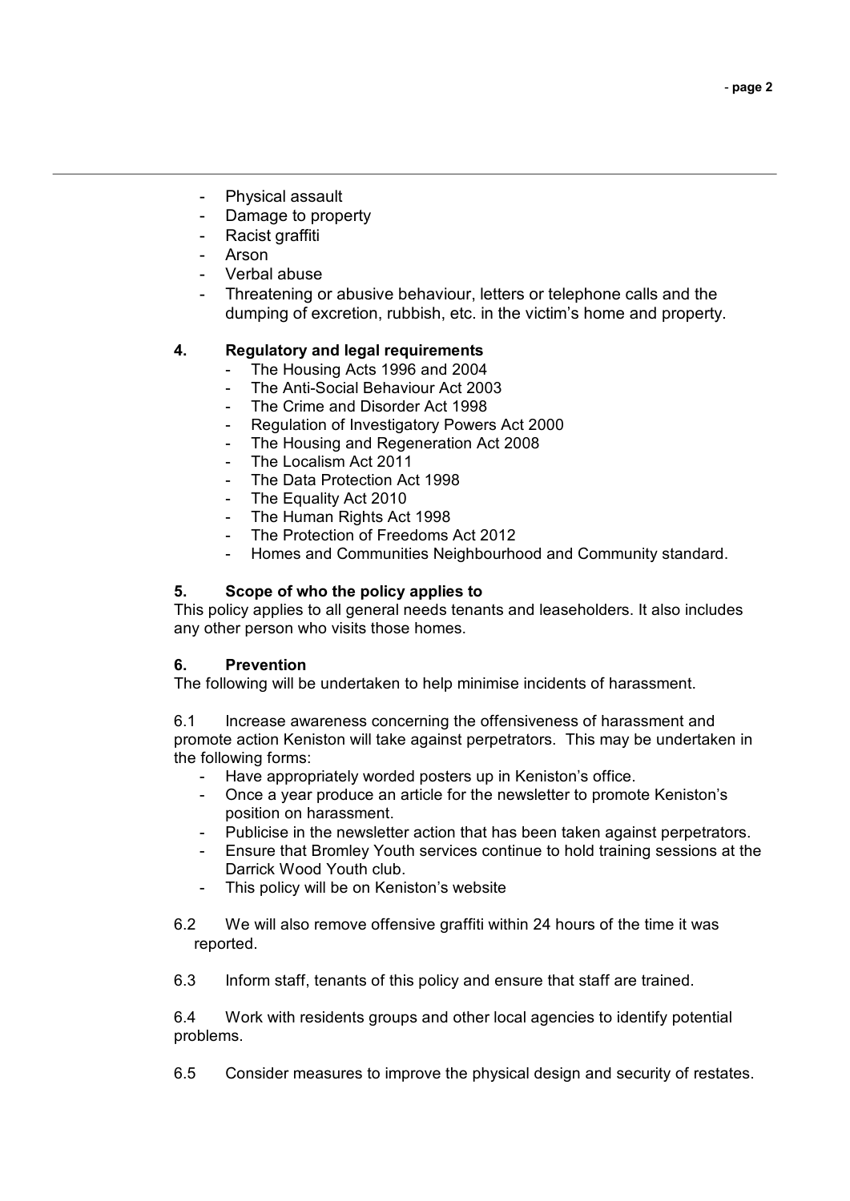- Physical assault
- Damage to property
- Racist graffiti
- Arson
- Verbal abuse
- Threatening or abusive behaviour, letters or telephone calls and the dumping of excretion, rubbish, etc. in the victim's home and property.

## 4. Regulatory and legal requirements

- The Housing Acts 1996 and 2004
- The Anti-Social Behaviour Act 2003
- The Crime and Disorder Act 1998
- Regulation of Investigatory Powers Act 2000
- The Housing and Regeneration Act 2008
- The Localism Act 2011
- The Data Protection Act 1998
- The Equality Act 2010
- The Human Rights Act 1998
- The Protection of Freedoms Act 2012
- Homes and Communities Neighbourhood and Community standard.

## 5. Scope of who the policy applies to

This policy applies to all general needs tenants and leaseholders. It also includes any other person who visits those homes.

## 6. Prevention

The following will be undertaken to help minimise incidents of harassment.

6.1 Increase awareness concerning the offensiveness of harassment and promote action Keniston will take against perpetrators. This may be undertaken in the following forms:

- Have appropriately worded posters up in Keniston's office.
- Once a year produce an article for the newsletter to promote Keniston's position on harassment.
- Publicise in the newsletter action that has been taken against perpetrators.
- Ensure that Bromley Youth services continue to hold training sessions at the Darrick Wood Youth club.
- This policy will be on Keniston's website

6.2 We will also remove offensive graffiti within 24 hours of the time it was reported.

6.3 Inform staff, tenants of this policy and ensure that staff are trained.

6.4 Work with residents groups and other local agencies to identify potential problems.

6.5 Consider measures to improve the physical design and security of restates.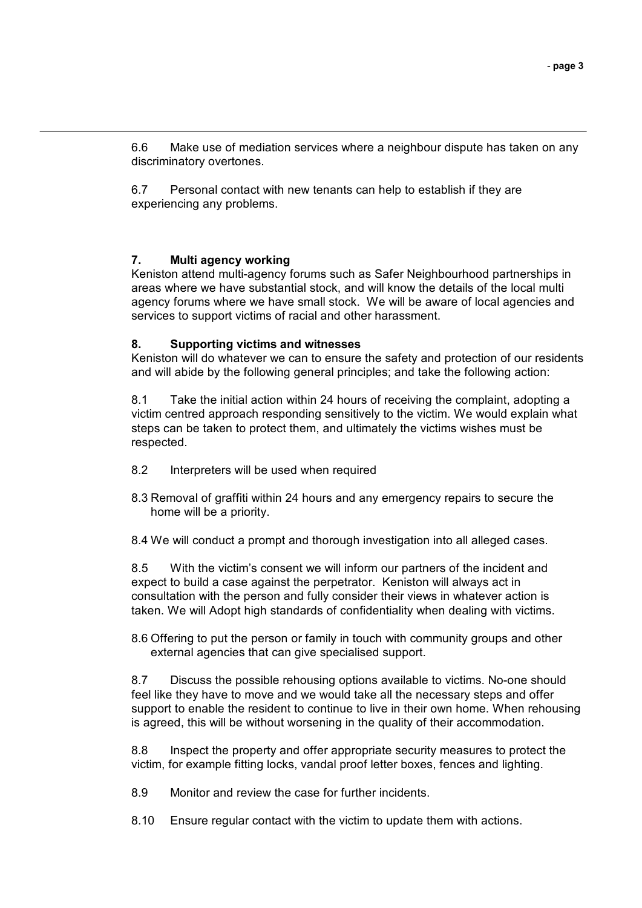6.6 Make use of mediation services where a neighbour dispute has taken on any discriminatory overtones.

6.7 Personal contact with new tenants can help to establish if they are experiencing any problems.

## 7. Multi agency working

Keniston attend multi-agency forums such as Safer Neighbourhood partnerships in areas where we have substantial stock, and will know the details of the local multi agency forums where we have small stock. We will be aware of local agencies and services to support victims of racial and other harassment.

## 8. Supporting victims and witnesses

Keniston will do whatever we can to ensure the safety and protection of our residents and will abide by the following general principles; and take the following action:

8.1 Take the initial action within 24 hours of receiving the complaint, adopting a victim centred approach responding sensitively to the victim. We would explain what steps can be taken to protect them, and ultimately the victims wishes must be respected.

8.2 Interpreters will be used when required

8.3 Removal of graffiti within 24 hours and any emergency repairs to secure the home will be a priority.

8.4 We will conduct a prompt and thorough investigation into all alleged cases.

8.5 With the victim's consent we will inform our partners of the incident and expect to build a case against the perpetrator. Keniston will always act in consultation with the person and fully consider their views in whatever action is taken. We will Adopt high standards of confidentiality when dealing with victims.

8.6 Offering to put the person or family in touch with community groups and other external agencies that can give specialised support.

8.7 Discuss the possible rehousing options available to victims. No-one should feel like they have to move and we would take all the necessary steps and offer support to enable the resident to continue to live in their own home. When rehousing is agreed, this will be without worsening in the quality of their accommodation.

8.8 Inspect the property and offer appropriate security measures to protect the victim, for example fitting locks, vandal proof letter boxes, fences and lighting.

8.9 Monitor and review the case for further incidents.

8.10 Ensure regular contact with the victim to update them with actions.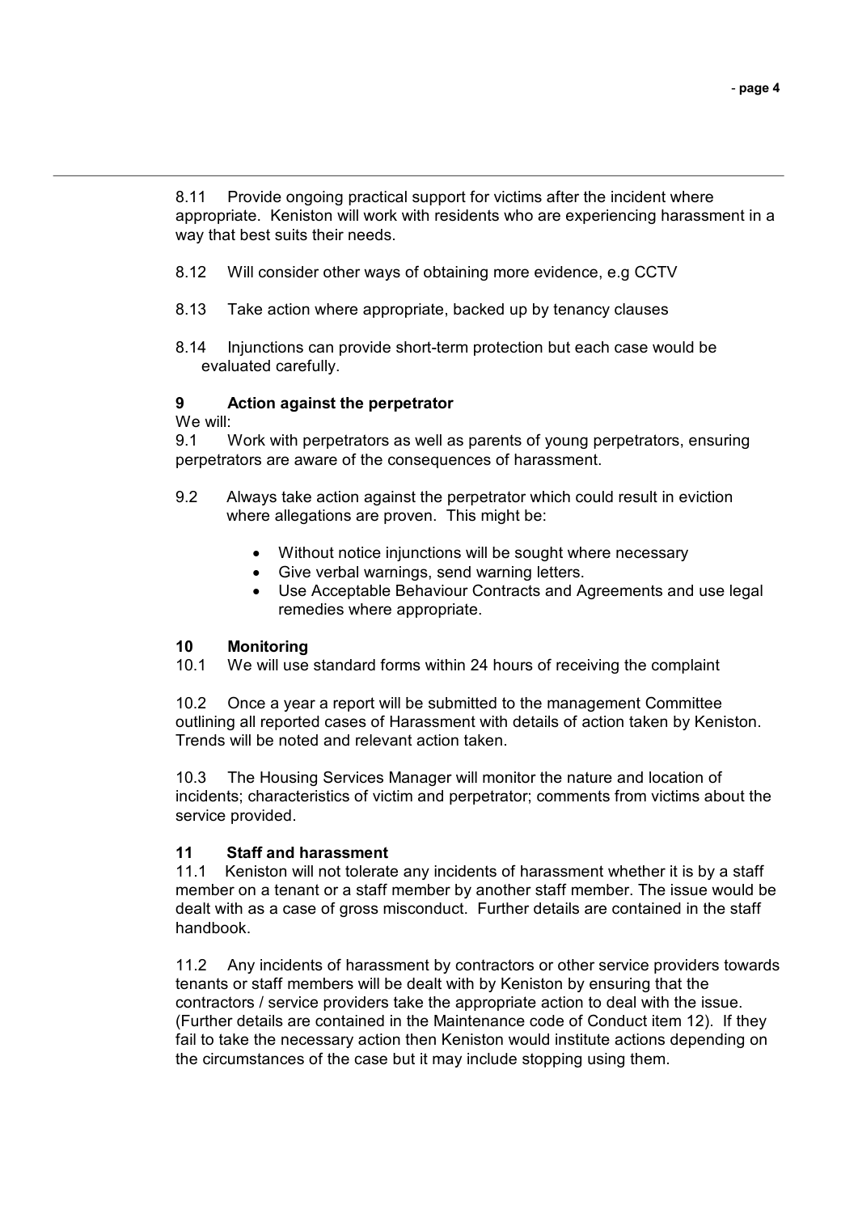8.11 Provide ongoing practical support for victims after the incident where appropriate. Keniston will work with residents who are experiencing harassment in a way that best suits their needs.

8.12 Will consider other ways of obtaining more evidence, e.g CCTV

8.13 Take action where appropriate, backed up by tenancy clauses

8.14 Injunctions can provide short-term protection but each case would be evaluated carefully.

## 9 Action against the perpetrator

We will:

9.1 Work with perpetrators as well as parents of young perpetrators, ensuring perpetrators are aware of the consequences of harassment.

9.2 Always take action against the perpetrator which could result in eviction where allegations are proven. This might be:

- Without notice injunctions will be sought where necessary
- Give verbal warnings, send warning letters.
- Use Acceptable Behaviour Contracts and Agreements and use legal remedies where appropriate.

## 10 Monitoring

10.1 We will use standard forms within 24 hours of receiving the complaint

10.2 Once a year a report will be submitted to the management Committee outlining all reported cases of Harassment with details of action taken by Keniston. Trends will be noted and relevant action taken.

10.3 The Housing Services Manager will monitor the nature and location of incidents; characteristics of victim and perpetrator; comments from victims about the service provided.

## 11 Staff and harassment

11.1 Keniston will not tolerate any incidents of harassment whether it is by a staff member on a tenant or a staff member by another staff member. The issue would be dealt with as a case of gross misconduct. Further details are contained in the staff handbook.

11.2 Any incidents of harassment by contractors or other service providers towards tenants or staff members will be dealt with by Keniston by ensuring that the contractors / service providers take the appropriate action to deal with the issue. (Further details are contained in the Maintenance code of Conduct item 12). If they fail to take the necessary action then Keniston would institute actions depending on the circumstances of the case but it may include stopping using them.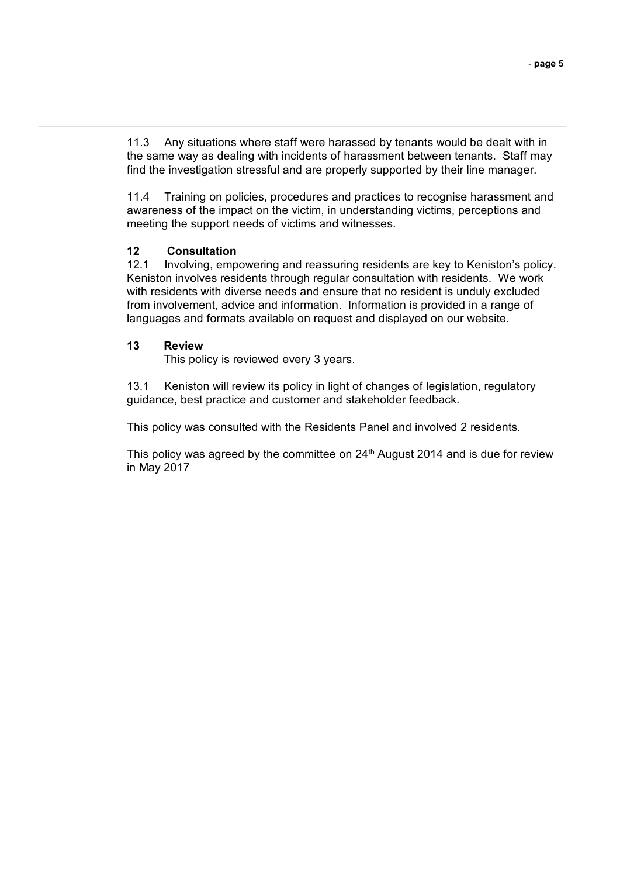11.3 Any situations where staff were harassed by tenants would be dealt with in the same way as dealing with incidents of harassment between tenants. Staff may find the investigation stressful and are properly supported by their line manager.

11.4 Training on policies, procedures and practices to recognise harassment and awareness of the impact on the victim, in understanding victims, perceptions and meeting the support needs of victims and witnesses.

## 12 Consultation

12.1 Involving, empowering and reassuring residents are key to Keniston's policy. Keniston involves residents through regular consultation with residents. We work with residents with diverse needs and ensure that no resident is unduly excluded from involvement, advice and information. Information is provided in a range of languages and formats available on request and displayed on our website.

## 13 Review

This policy is reviewed every 3 years.

13.1 Keniston will review its policy in light of changes of legislation, regulatory guidance, best practice and customer and stakeholder feedback.

This policy was consulted with the Residents Panel and involved 2 residents.

This policy was agreed by the committee on 24th August 2014 and is due for review in May 2017